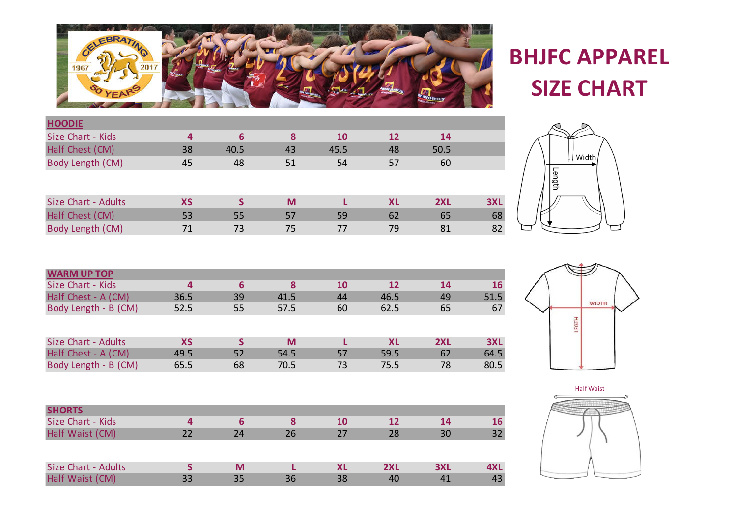# BHJFC APPAREL SIZE CHART

## HOODIE

| Size Chart - Kids | 4 | 6 | 8 | 10 | 12 | 14 | |
|---|---|---|---|---|---|---|---|
| Half Chest (CM) | 38 | 40.5 | 43 | 45.5 | 48 | 50.5 | |
| Body Length (CM) | 45 | 48 | 51 | 54 | 57 | 60 | |

| Size Chart - Adults | XS | S | M | L | XL | 2XL | 3XL |
|---|---|---|---|---|---|---|---|
| Half Chest (CM) | 53 | 55 | 57 | 59 | 62 | 65 | 68 |
| Body Length (CM) | 71 | 73 | 75 | 77 | 79 | 81 | 82 |

## WARM UP TOP

| Size Chart - Kids | 4 | 6 | 8 | 10 | 12 | 14 | 16 |
|---|---|---|---|---|---|---|---|
| Half Chest - A (CM) | 36.5 | 39 | 41.5 | 44 | 46.5 | 49 | 51.5 |
| Body Length - B (CM) | 52.5 | 55 | 57.5 | 60 | 62.5 | 65 | 67 |

| Size Chart - Adults | XS | S | M | L | XL | 2XL | 3XL |
|---|---|---|---|---|---|---|---|
| Half Chest - A (CM) | 49.5 | 52 | 54.5 | 57 | 59.5 | 62 | 64.5 |
| Body Length - B (CM) | 65.5 | 68 | 70.5 | 73 | 75.5 | 78 | 80.5 |

## SHORTS

| Size Chart - Kids | 4 | 6 | 8 | 10 | 12 | 14 | 16 |
|---|---|---|---|---|---|---|---|
| Half Waist (CM) | 22 | 24 | 26 | 27 | 28 | 30 | 32 |

| Size Chart - Adults | S | M | L | XL | 2XL | 3XL | 4XL |
|---|---|---|---|---|---|---|---|
| Half Waist (CM) | 33 | 35 | 36 | 38 | 40 | 41 | 43 |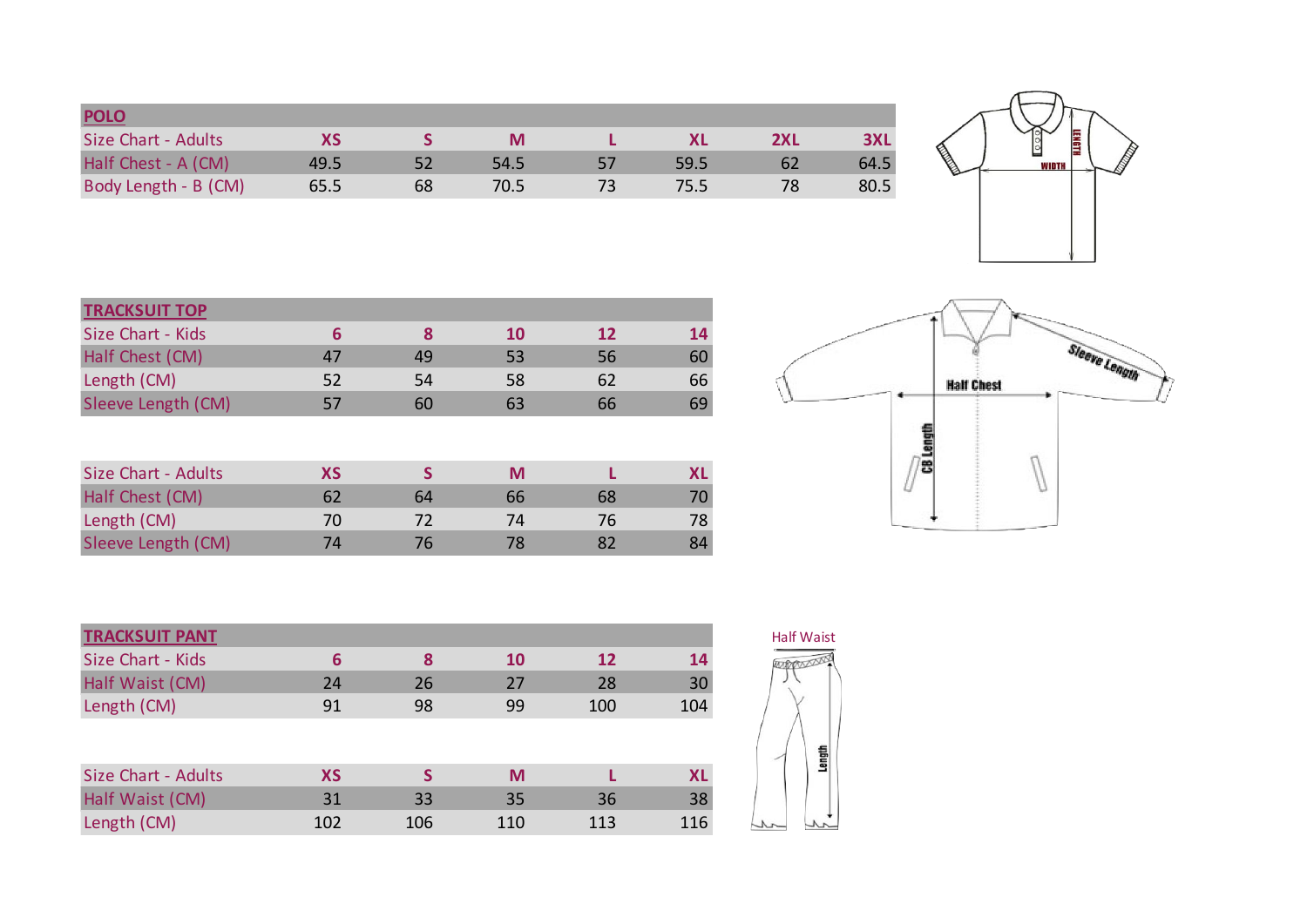## POLO

| Size Chart - Adults | XS | S | M | L | XL | 2XL | 3XL |
|---|---|---|---|---|---|---|---|
| Half Chest - A (CM) | 49.5 | 52 | 54.5 | 57 | 59.5 | 62 | 64.5 |
| Body Length - B (CM) | 65.5 | 68 | 70.5 | 73 | 75.5 | 78 | 80.5 |

LENGTH
WIDTH

## TRACKSUIT TOP

| Size Chart - Kids | 6 | 8 | 10 | 12 | 14 |
|---|---|---|---|---|---|
| Half Chest (CM) | 47 | 49 | 53 | 56 | 60 |
| Length (CM) | 52 | 54 | 58 | 62 | 66 |
| Sleeve Length (CM) | 57 | 60 | 63 | 66 | 69 |

| Size Chart - Adults | XS | S | M | L | XL |
|---|---|---|---|---|---|
| Half Chest (CM) | 62 | 64 | 66 | 68 | 70 |
| Length (CM) | 70 | 72 | 74 | 76 | 78 |
| Sleeve Length (CM) | 74 | 76 | 78 | 82 | 84 |

Sleeve Length
Half Chest
CB Length

## TRACKSUIT PANT

| Size Chart - Kids | 6 | 8 | 10 | 12 | 14 |
|---|---|---|---|---|---|
| Half Waist (CM) | 24 | 26 | 27 | 28 | 30 |
| Length (CM) | 91 | 98 | 99 | 100 | 104 |

| Size Chart - Adults | XS | S | M | L | XL |
|---|---|---|---|---|---|
| Half Waist (CM) | 31 | 33 | 35 | 36 | 38 |
| Length (CM) | 102 | 106 | 110 | 113 | 116 |

Half Waist
Length